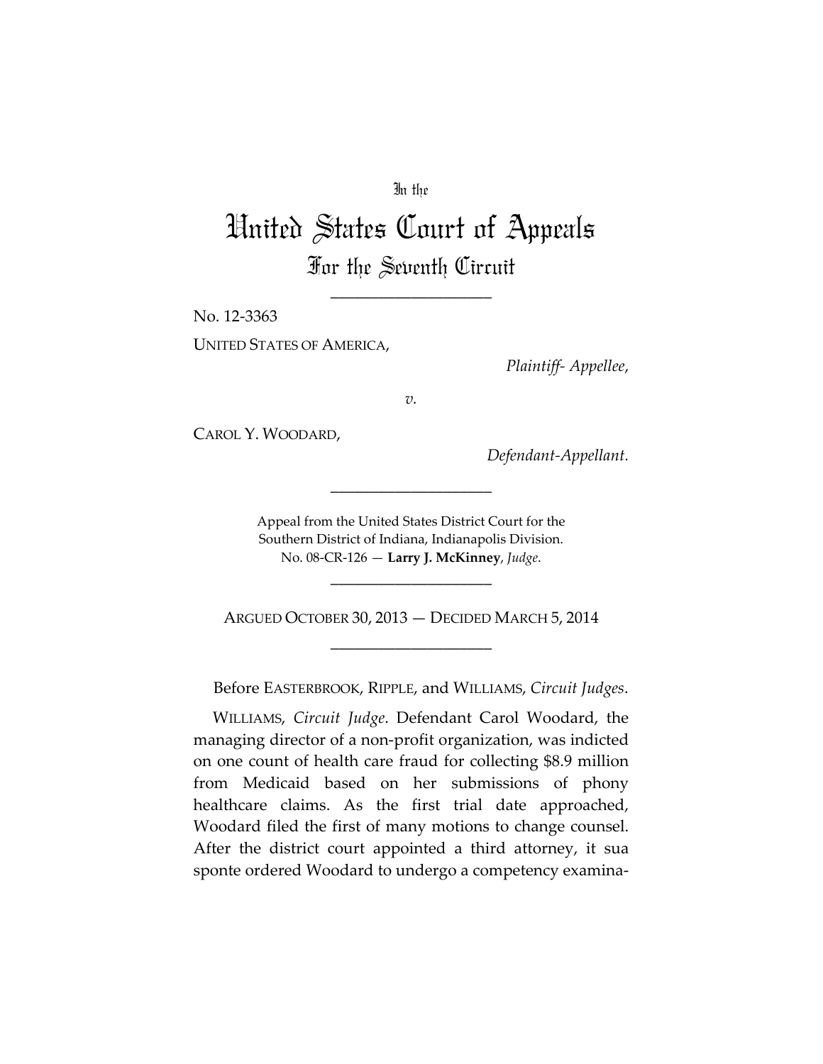In the

# United States Court of Appeals

## For the Seventh Circuit

\_\_\_\_\_\_\_\_\_\_\_\_\_\_\_\_\_\_\_\_

No. 12-3363

UNITED STATES OF AMERICA,

*Plaintiff- Appellee*,

*v.*

CAROL Y. WOODARD,

*Defendant-Appellant.*

\_\_\_\_\_\_\_\_\_\_\_\_\_\_\_\_\_\_\_\_

Appeal from the United States District Court for the Southern District of Indiana, Indianapolis Division.
No. 08-CR-126 — **Larry J. McKinney**, *Judge*.

\_\_\_\_\_\_\_\_\_\_\_\_\_\_\_\_\_\_\_\_

ARGUED OCTOBER 30, 2013 — DECIDED MARCH 5, 2014

\_\_\_\_\_\_\_\_\_\_\_\_\_\_\_\_\_\_\_\_

Before EASTERBROOK, RIPPLE, and WILLIAMS, *Circuit Judges*.

WILLIAMS, *Circuit Judge*. Defendant Carol Woodard, the managing director of a non-profit organization, was indicted on one count of health care fraud for collecting $8.9 million from Medicaid based on her submissions of phony healthcare claims. As the first trial date approached, Woodard filed the first of many motions to change counsel. After the district court appointed a third attorney, it sua sponte ordered Woodard to undergo a competency examina-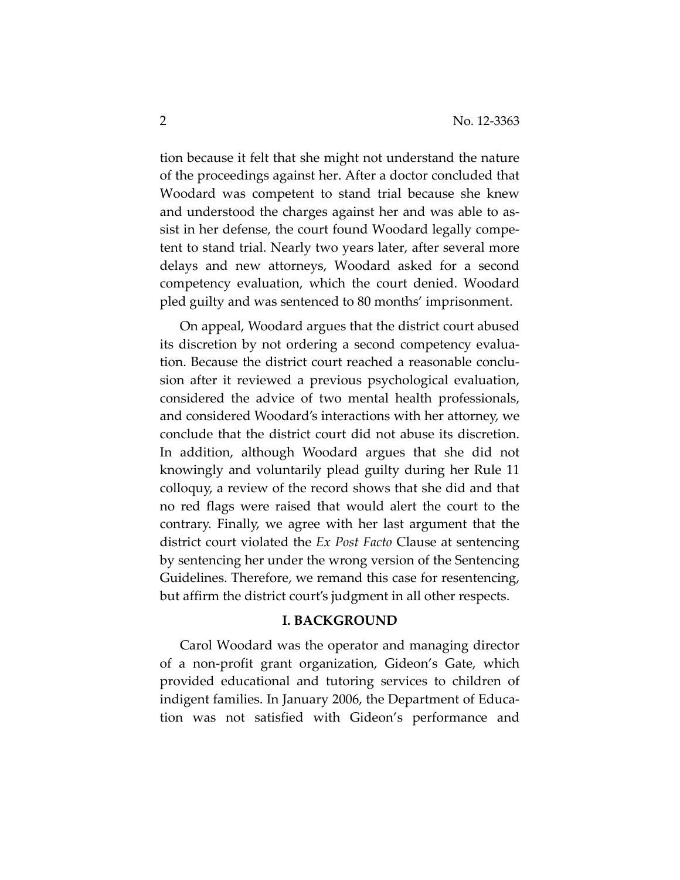tion because it felt that she might not understand the nature of the proceedings against her. After a doctor concluded that Woodard was competent to stand trial because she knew and understood the charges against her and was able to assist in her defense, the court found Woodard legally competent to stand trial. Nearly two years later, after several more delays and new attorneys, Woodard asked for a second competency evaluation, which the court denied. Woodard pled guilty and was sentenced to 80 months' imprisonment.

On appeal, Woodard argues that the district court abused its discretion by not ordering a second competency evaluation. Because the district court reached a reasonable conclusion after it reviewed a previous psychological evaluation, considered the advice of two mental health professionals, and considered Woodard's interactions with her attorney, we conclude that the district court did not abuse its discretion. In addition, although Woodard argues that she did not knowingly and voluntarily plead guilty during her Rule 11 colloquy, a review of the record shows that she did and that no red flags were raised that would alert the court to the contrary. Finally, we agree with her last argument that the district court violated the *Ex Post Facto* Clause at sentencing by sentencing her under the wrong version of the Sentencing Guidelines. Therefore, we remand this case for resentencing, but affirm the district court's judgment in all other respects.

## I. BACKGROUND

Carol Woodard was the operator and managing director of a non-profit grant organization, Gideon's Gate, which provided educational and tutoring services to children of indigent families. In January 2006, the Department of Education was not satisfied with Gideon's performance and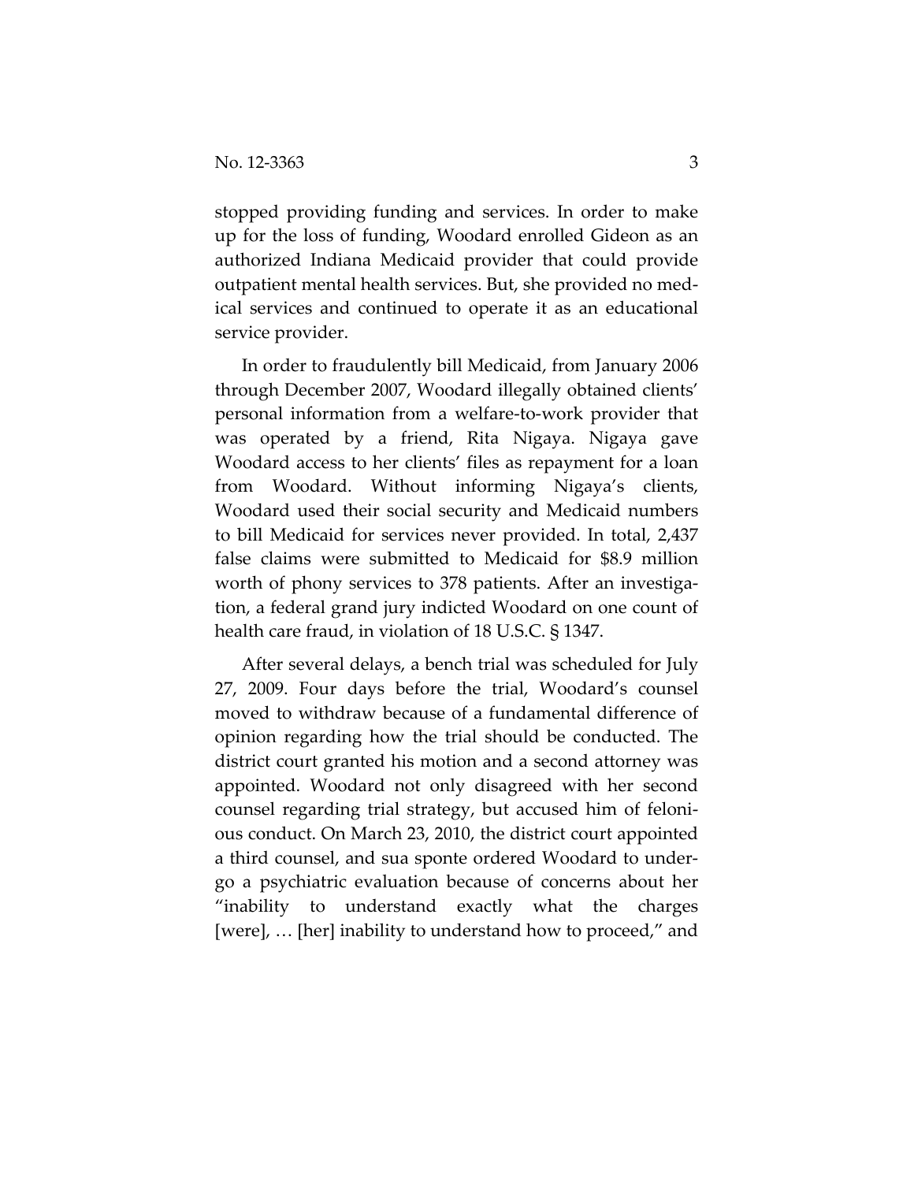stopped providing funding and services. In order to make up for the loss of funding, Woodard enrolled Gideon as an authorized Indiana Medicaid provider that could provide outpatient mental health services. But, she provided no medical services and continued to operate it as an educational service provider.

In order to fraudulently bill Medicaid, from January 2006 through December 2007, Woodard illegally obtained clients' personal information from a welfare-to-work provider that was operated by a friend, Rita Nigaya. Nigaya gave Woodard access to her clients' files as repayment for a loan from Woodard. Without informing Nigaya's clients, Woodard used their social security and Medicaid numbers to bill Medicaid for services never provided. In total, 2,437 false claims were submitted to Medicaid for $8.9 million worth of phony services to 378 patients. After an investigation, a federal grand jury indicted Woodard on one count of health care fraud, in violation of 18 U.S.C. § 1347.

After several delays, a bench trial was scheduled for July 27, 2009. Four days before the trial, Woodard's counsel moved to withdraw because of a fundamental difference of opinion regarding how the trial should be conducted. The district court granted his motion and a second attorney was appointed. Woodard not only disagreed with her second counsel regarding trial strategy, but accused him of felonious conduct. On March 23, 2010, the district court appointed a third counsel, and sua sponte ordered Woodard to undergo a psychiatric evaluation because of concerns about her "inability to understand exactly what the charges [were], … [her] inability to understand how to proceed," and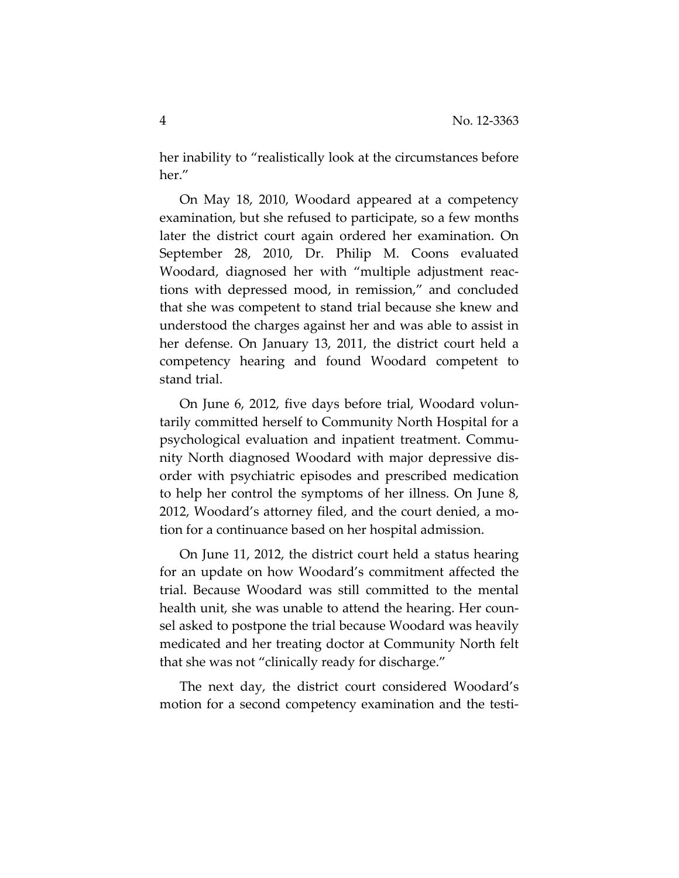her inability to "realistically look at the circumstances before her."

On May 18, 2010, Woodard appeared at a competency examination, but she refused to participate, so a few months later the district court again ordered her examination. On September 28, 2010, Dr. Philip M. Coons evaluated Woodard, diagnosed her with "multiple adjustment reactions with depressed mood, in remission," and concluded that she was competent to stand trial because she knew and understood the charges against her and was able to assist in her defense. On January 13, 2011, the district court held a competency hearing and found Woodard competent to stand trial.

On June 6, 2012, five days before trial, Woodard voluntarily committed herself to Community North Hospital for a psychological evaluation and inpatient treatment. Community North diagnosed Woodard with major depressive disorder with psychiatric episodes and prescribed medication to help her control the symptoms of her illness. On June 8, 2012, Woodard's attorney filed, and the court denied, a motion for a continuance based on her hospital admission.

On June 11, 2012, the district court held a status hearing for an update on how Woodard's commitment affected the trial. Because Woodard was still committed to the mental health unit, she was unable to attend the hearing. Her counsel asked to postpone the trial because Woodard was heavily medicated and her treating doctor at Community North felt that she was not "clinically ready for discharge."

The next day, the district court considered Woodard's motion for a second competency examination and the testi-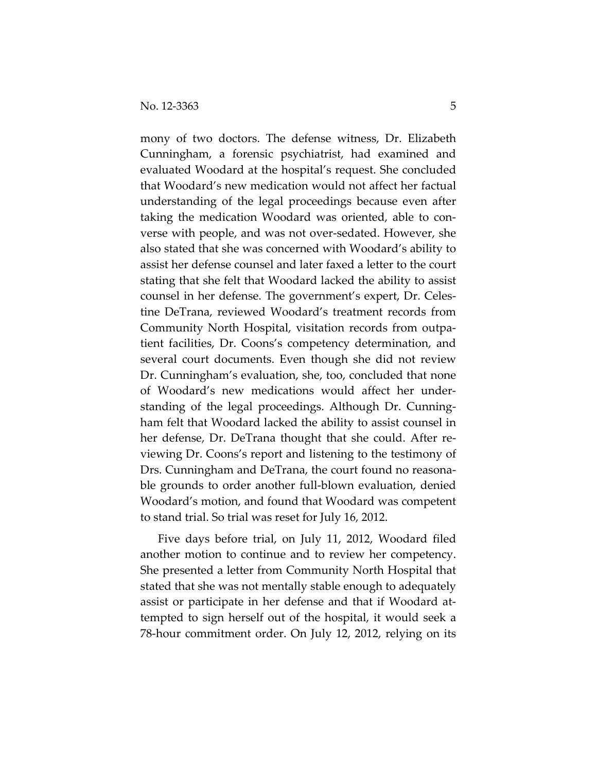mony of two doctors. The defense witness, Dr. Elizabeth Cunningham, a forensic psychiatrist, had examined and evaluated Woodard at the hospital's request. She concluded that Woodard's new medication would not affect her factual understanding of the legal proceedings because even after taking the medication Woodard was oriented, able to converse with people, and was not over-sedated. However, she also stated that she was concerned with Woodard's ability to assist her defense counsel and later faxed a letter to the court stating that she felt that Woodard lacked the ability to assist counsel in her defense. The government's expert, Dr. Celestine DeTrana, reviewed Woodard's treatment records from Community North Hospital, visitation records from outpatient facilities, Dr. Coons's competency determination, and several court documents. Even though she did not review Dr. Cunningham's evaluation, she, too, concluded that none of Woodard's new medications would affect her understanding of the legal proceedings. Although Dr. Cunningham felt that Woodard lacked the ability to assist counsel in her defense, Dr. DeTrana thought that she could. After reviewing Dr. Coons's report and listening to the testimony of Drs. Cunningham and DeTrana, the court found no reasonable grounds to order another full-blown evaluation, denied Woodard's motion, and found that Woodard was competent to stand trial. So trial was reset for July 16, 2012.

Five days before trial, on July 11, 2012, Woodard filed another motion to continue and to review her competency. She presented a letter from Community North Hospital that stated that she was not mentally stable enough to adequately assist or participate in her defense and that if Woodard attempted to sign herself out of the hospital, it would seek a 78-hour commitment order. On July 12, 2012, relying on its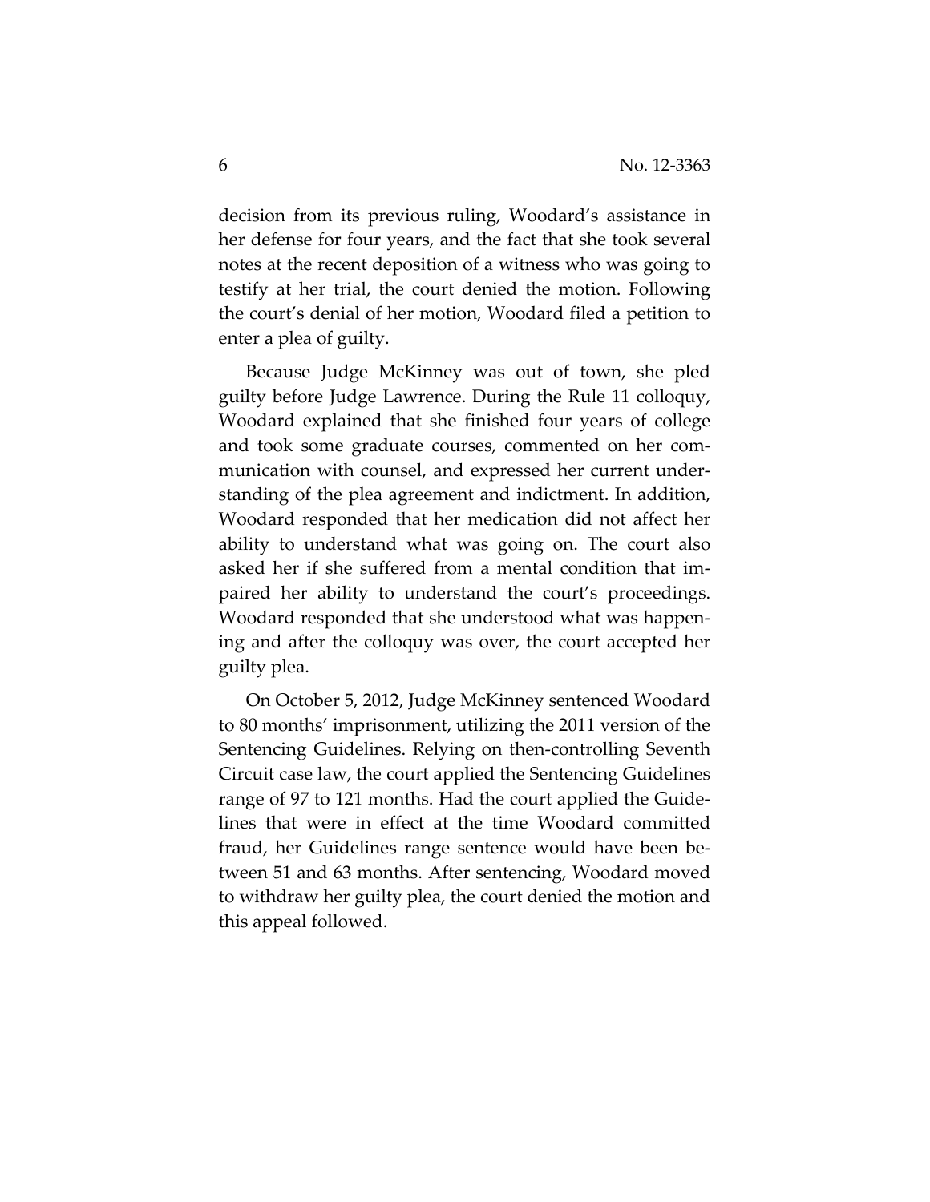decision from its previous ruling, Woodard's assistance in her defense for four years, and the fact that she took several notes at the recent deposition of a witness who was going to testify at her trial, the court denied the motion. Following the court's denial of her motion, Woodard filed a petition to enter a plea of guilty.

Because Judge McKinney was out of town, she pled guilty before Judge Lawrence. During the Rule 11 colloquy, Woodard explained that she finished four years of college and took some graduate courses, commented on her communication with counsel, and expressed her current understanding of the plea agreement and indictment. In addition, Woodard responded that her medication did not affect her ability to understand what was going on. The court also asked her if she suffered from a mental condition that impaired her ability to understand the court's proceedings. Woodard responded that she understood what was happening and after the colloquy was over, the court accepted her guilty plea.

On October 5, 2012, Judge McKinney sentenced Woodard to 80 months' imprisonment, utilizing the 2011 version of the Sentencing Guidelines. Relying on then-controlling Seventh Circuit case law, the court applied the Sentencing Guidelines range of 97 to 121 months. Had the court applied the Guidelines that were in effect at the time Woodard committed fraud, her Guidelines range sentence would have been between 51 and 63 months. After sentencing, Woodard moved to withdraw her guilty plea, the court denied the motion and this appeal followed.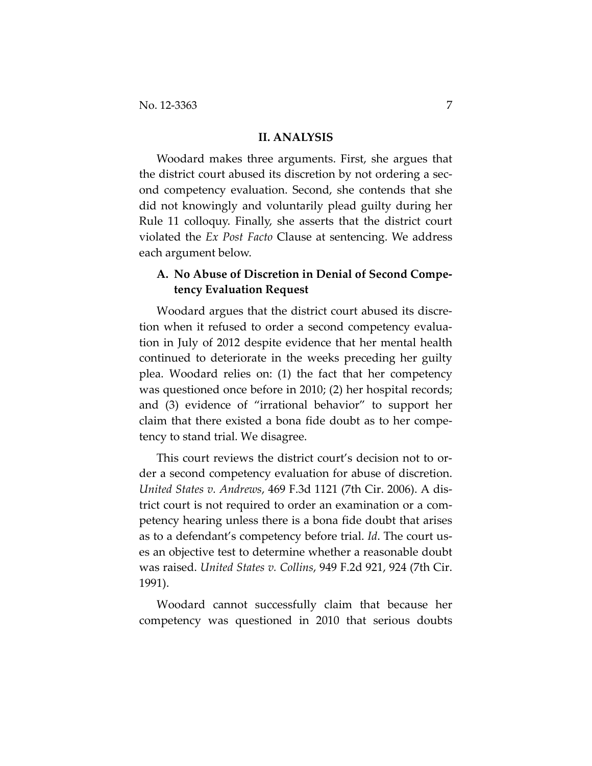## II. ANALYSIS

Woodard makes three arguments. First, she argues that the district court abused its discretion by not ordering a second competency evaluation. Second, she contends that she did not knowingly and voluntarily plead guilty during her Rule 11 colloquy. Finally, she asserts that the district court violated the *Ex Post Facto* Clause at sentencing. We address each argument below.

### A. No Abuse of Discretion in Denial of Second Competency Evaluation Request

Woodard argues that the district court abused its discretion when it refused to order a second competency evaluation in July of 2012 despite evidence that her mental health continued to deteriorate in the weeks preceding her guilty plea. Woodard relies on: (1) the fact that her competency was questioned once before in 2010; (2) her hospital records; and (3) evidence of "irrational behavior" to support her claim that there existed a bona fide doubt as to her competency to stand trial. We disagree.

This court reviews the district court's decision not to order a second competency evaluation for abuse of discretion. *United States v. Andrews*, 469 F.3d 1121 (7th Cir. 2006). A district court is not required to order an examination or a competency hearing unless there is a bona fide doubt that arises as to a defendant's competency before trial. *Id*. The court uses an objective test to determine whether a reasonable doubt was raised. *United States v. Collins*, 949 F.2d 921, 924 (7th Cir. 1991).

Woodard cannot successfully claim that because her competency was questioned in 2010 that serious doubts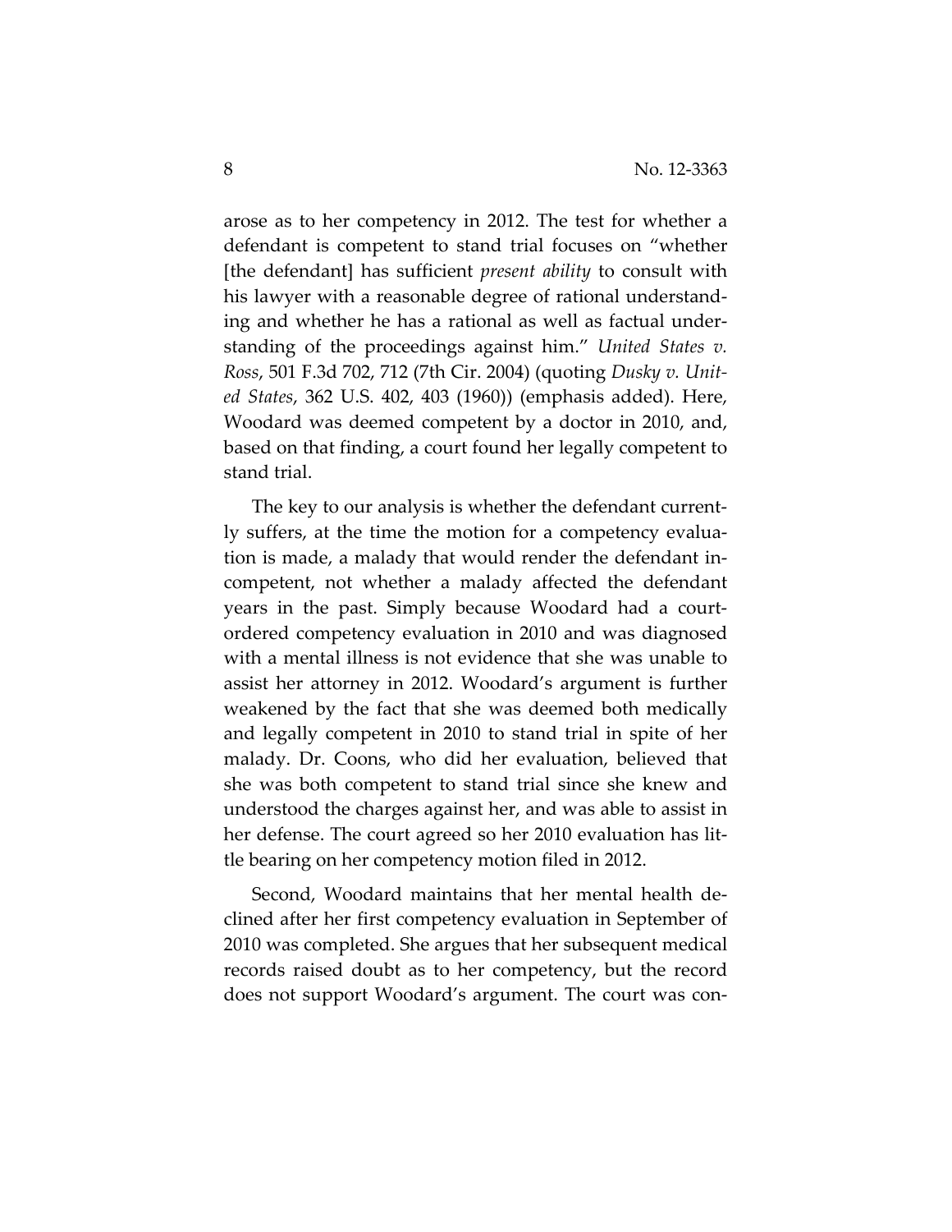arose as to her competency in 2012. The test for whether a defendant is competent to stand trial focuses on "whether [the defendant] has sufficient *present ability* to consult with his lawyer with a reasonable degree of rational understanding and whether he has a rational as well as factual understanding of the proceedings against him." *United States v. Ross*, 501 F.3d 702, 712 (7th Cir. 2004) (quoting *Dusky v. United States*, 362 U.S. 402, 403 (1960)) (emphasis added). Here, Woodard was deemed competent by a doctor in 2010, and, based on that finding, a court found her legally competent to stand trial.

The key to our analysis is whether the defendant currently suffers, at the time the motion for a competency evaluation is made, a malady that would render the defendant incompetent, not whether a malady affected the defendant years in the past. Simply because Woodard had a court-ordered competency evaluation in 2010 and was diagnosed with a mental illness is not evidence that she was unable to assist her attorney in 2012. Woodard's argument is further weakened by the fact that she was deemed both medically and legally competent in 2010 to stand trial in spite of her malady. Dr. Coons, who did her evaluation, believed that she was both competent to stand trial since she knew and understood the charges against her, and was able to assist in her defense. The court agreed so her 2010 evaluation has little bearing on her competency motion filed in 2012.

Second, Woodard maintains that her mental health declined after her first competency evaluation in September of 2010 was completed. She argues that her subsequent medical records raised doubt as to her competency, but the record does not support Woodard's argument. The court was con-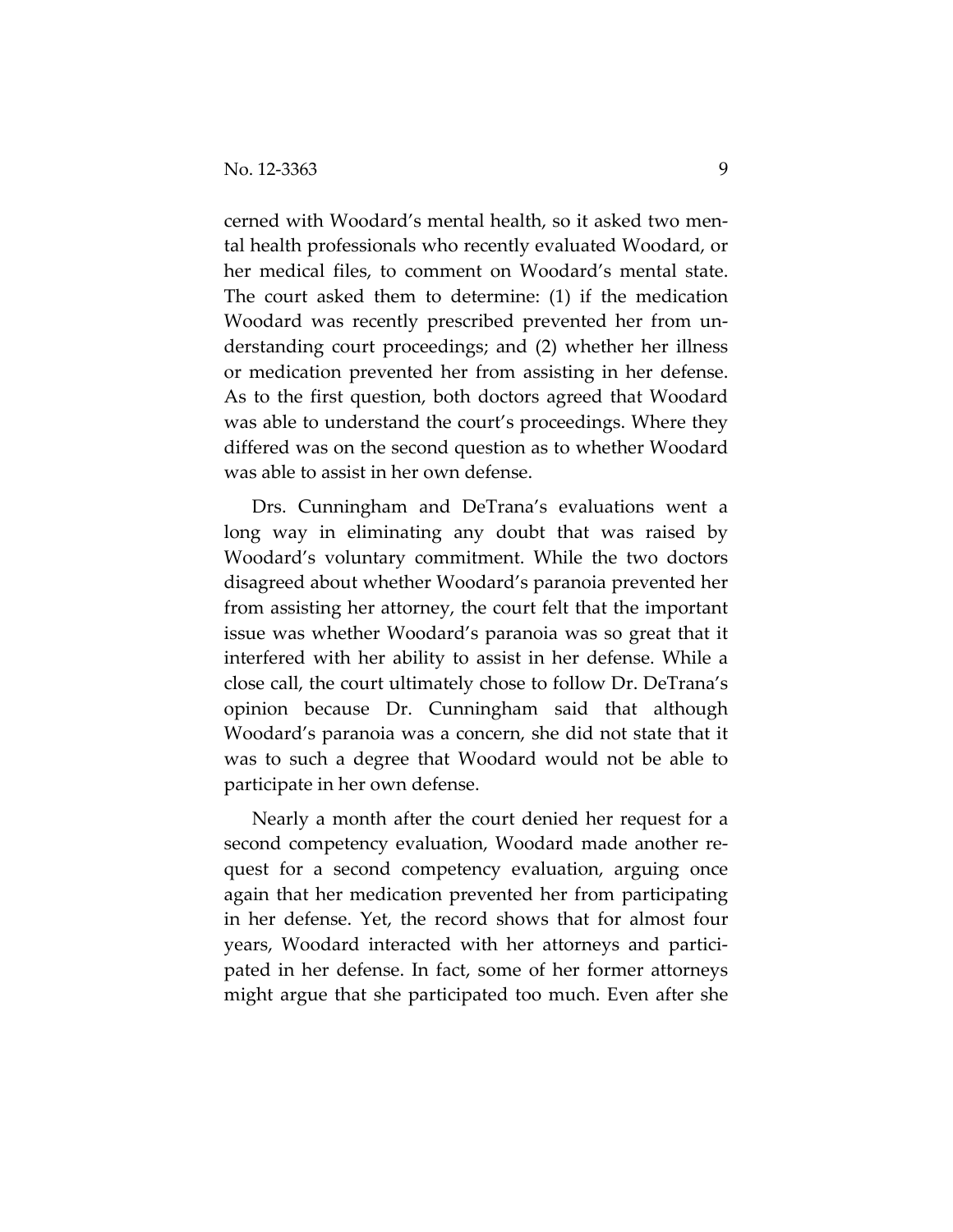cerned with Woodard's mental health, so it asked two mental health professionals who recently evaluated Woodard, or her medical files, to comment on Woodard's mental state. The court asked them to determine: (1) if the medication Woodard was recently prescribed prevented her from understanding court proceedings; and (2) whether her illness or medication prevented her from assisting in her defense. As to the first question, both doctors agreed that Woodard was able to understand the court's proceedings. Where they differed was on the second question as to whether Woodard was able to assist in her own defense.

Drs. Cunningham and DeTrana's evaluations went a long way in eliminating any doubt that was raised by Woodard's voluntary commitment. While the two doctors disagreed about whether Woodard's paranoia prevented her from assisting her attorney, the court felt that the important issue was whether Woodard's paranoia was so great that it interfered with her ability to assist in her defense. While a close call, the court ultimately chose to follow Dr. DeTrana's opinion because Dr. Cunningham said that although Woodard's paranoia was a concern, she did not state that it was to such a degree that Woodard would not be able to participate in her own defense.

Nearly a month after the court denied her request for a second competency evaluation, Woodard made another request for a second competency evaluation, arguing once again that her medication prevented her from participating in her defense. Yet, the record shows that for almost four years, Woodard interacted with her attorneys and participated in her defense. In fact, some of her former attorneys might argue that she participated too much. Even after she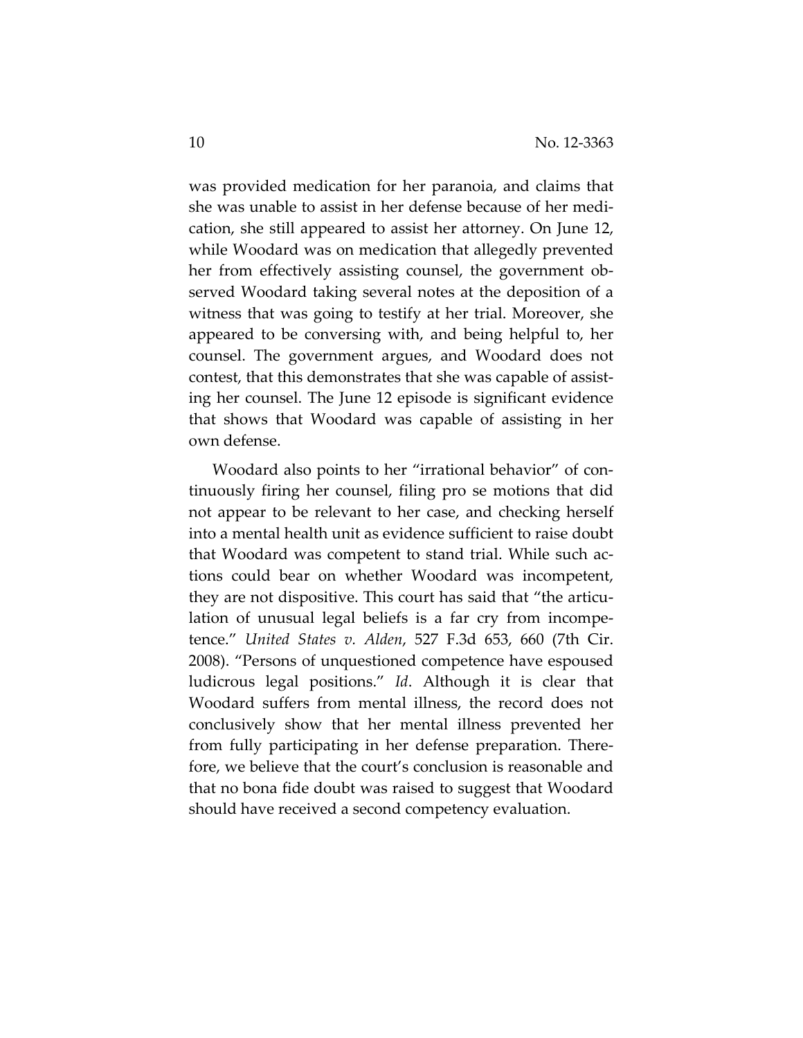was provided medication for her paranoia, and claims that she was unable to assist in her defense because of her medication, she still appeared to assist her attorney. On June 12, while Woodard was on medication that allegedly prevented her from effectively assisting counsel, the government observed Woodard taking several notes at the deposition of a witness that was going to testify at her trial. Moreover, she appeared to be conversing with, and being helpful to, her counsel. The government argues, and Woodard does not contest, that this demonstrates that she was capable of assisting her counsel. The June 12 episode is significant evidence that shows that Woodard was capable of assisting in her own defense.

Woodard also points to her "irrational behavior" of continuously firing her counsel, filing pro se motions that did not appear to be relevant to her case, and checking herself into a mental health unit as evidence sufficient to raise doubt that Woodard was competent to stand trial. While such actions could bear on whether Woodard was incompetent, they are not dispositive. This court has said that "the articulation of unusual legal beliefs is a far cry from incompetence." *United States v. Alden*, 527 F.3d 653, 660 (7th Cir. 2008). "Persons of unquestioned competence have espoused ludicrous legal positions." *Id*. Although it is clear that Woodard suffers from mental illness, the record does not conclusively show that her mental illness prevented her from fully participating in her defense preparation. Therefore, we believe that the court's conclusion is reasonable and that no bona fide doubt was raised to suggest that Woodard should have received a second competency evaluation.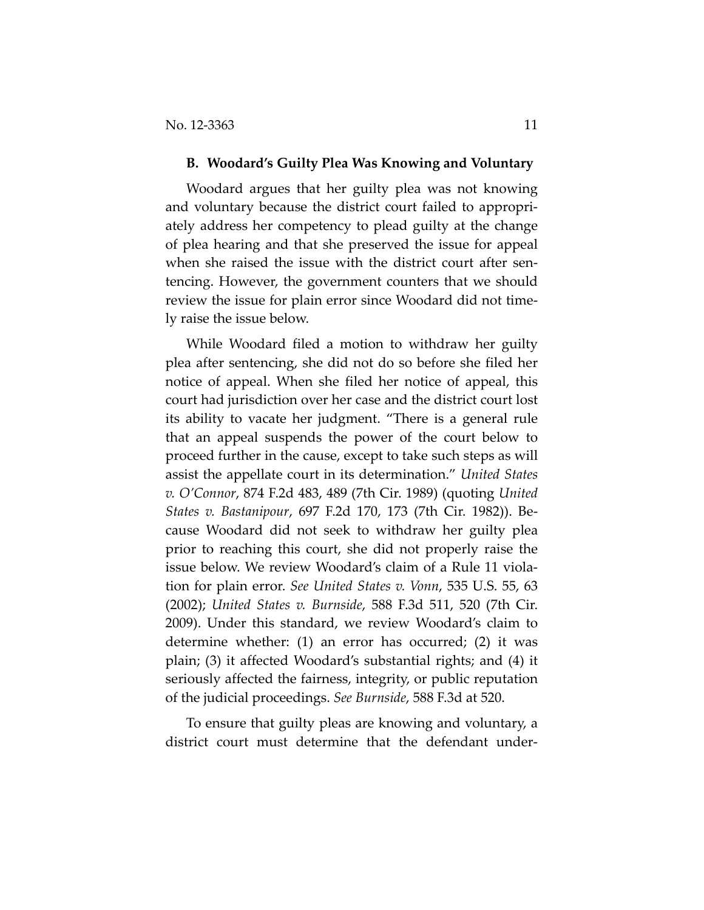### B. Woodard's Guilty Plea Was Knowing and Voluntary

Woodard argues that her guilty plea was not knowing and voluntary because the district court failed to appropriately address her competency to plead guilty at the change of plea hearing and that she preserved the issue for appeal when she raised the issue with the district court after sentencing. However, the government counters that we should review the issue for plain error since Woodard did not timely raise the issue below.

While Woodard filed a motion to withdraw her guilty plea after sentencing, she did not do so before she filed her notice of appeal. When she filed her notice of appeal, this court had jurisdiction over her case and the district court lost its ability to vacate her judgment. "There is a general rule that an appeal suspends the power of the court below to proceed further in the cause, except to take such steps as will assist the appellate court in its determination." *United States v. O'Connor*, 874 F.2d 483, 489 (7th Cir. 1989) (quoting *United States v. Bastanipour*, 697 F.2d 170, 173 (7th Cir. 1982)). Because Woodard did not seek to withdraw her guilty plea prior to reaching this court, she did not properly raise the issue below. We review Woodard's claim of a Rule 11 violation for plain error. *See United States v. Vonn*, 535 U.S. 55, 63 (2002); *United States v. Burnside*, 588 F.3d 511, 520 (7th Cir. 2009). Under this standard, we review Woodard's claim to determine whether: (1) an error has occurred; (2) it was plain; (3) it affected Woodard's substantial rights; and (4) it seriously affected the fairness, integrity, or public reputation of the judicial proceedings. *See Burnside*, 588 F.3d at 520.

To ensure that guilty pleas are knowing and voluntary, a district court must determine that the defendant under-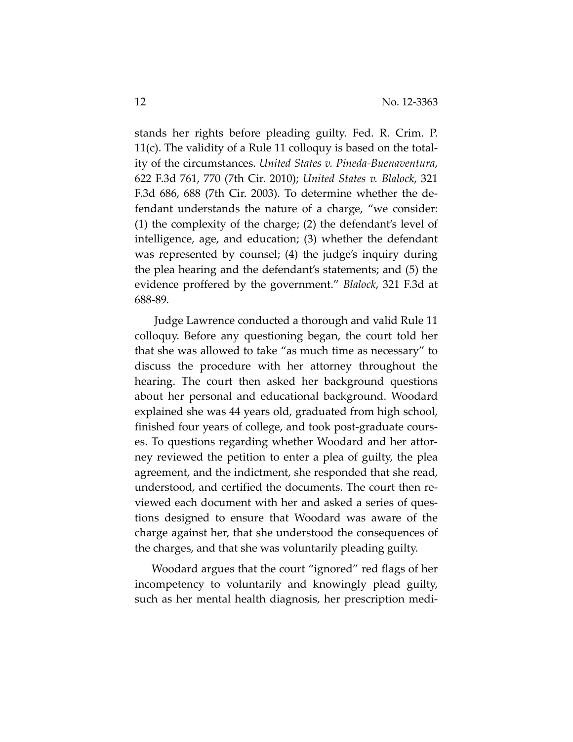stands her rights before pleading guilty. Fed. R. Crim. P. 11(c). The validity of a Rule 11 colloquy is based on the totality of the circumstances. *United States v. Pineda-Buenaventura*, 622 F.3d 761, 770 (7th Cir. 2010); *United States v. Blalock*, 321 F.3d 686, 688 (7th Cir. 2003). To determine whether the defendant understands the nature of a charge, "we consider: (1) the complexity of the charge; (2) the defendant's level of intelligence, age, and education; (3) whether the defendant was represented by counsel; (4) the judge's inquiry during the plea hearing and the defendant's statements; and (5) the evidence proffered by the government." *Blalock*, 321 F.3d at 688-89.

Judge Lawrence conducted a thorough and valid Rule 11 colloquy. Before any questioning began, the court told her that she was allowed to take "as much time as necessary" to discuss the procedure with her attorney throughout the hearing. The court then asked her background questions about her personal and educational background. Woodard explained she was 44 years old, graduated from high school, finished four years of college, and took post-graduate courses. To questions regarding whether Woodard and her attorney reviewed the petition to enter a plea of guilty, the plea agreement, and the indictment, she responded that she read, understood, and certified the documents. The court then reviewed each document with her and asked a series of questions designed to ensure that Woodard was aware of the charge against her, that she understood the consequences of the charges, and that she was voluntarily pleading guilty.

Woodard argues that the court "ignored" red flags of her incompetency to voluntarily and knowingly plead guilty, such as her mental health diagnosis, her prescription medi-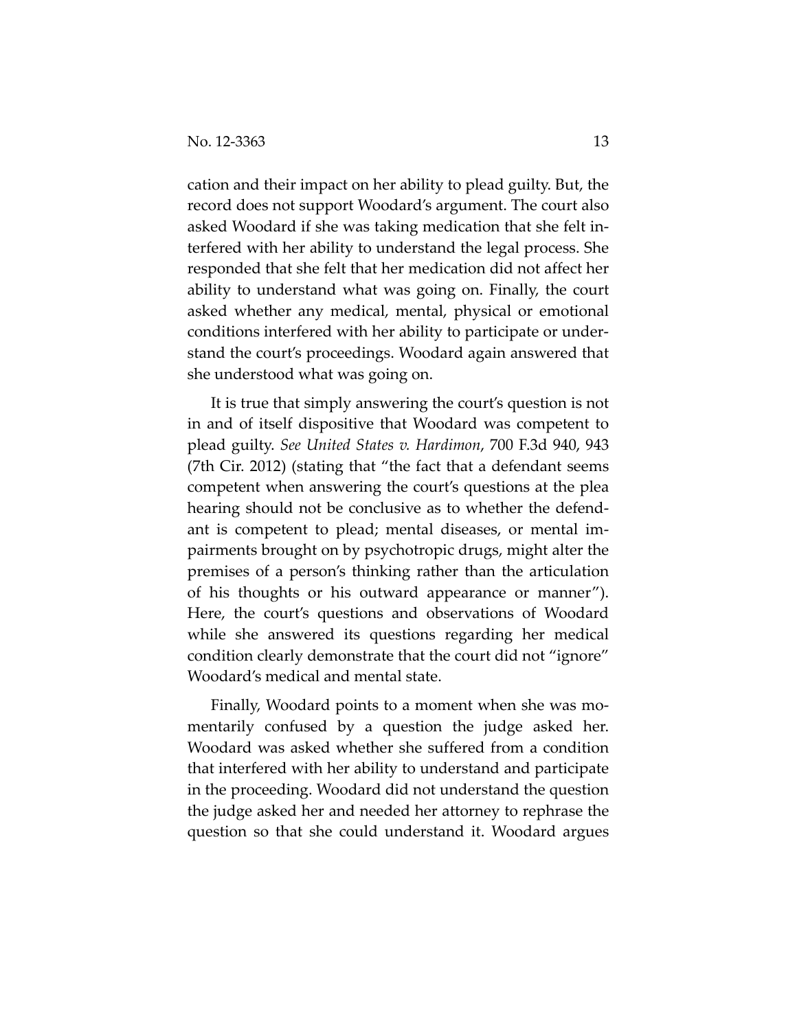cation and their impact on her ability to plead guilty. But, the record does not support Woodard's argument. The court also asked Woodard if she was taking medication that she felt interfered with her ability to understand the legal process. She responded that she felt that her medication did not affect her ability to understand what was going on. Finally, the court asked whether any medical, mental, physical or emotional conditions interfered with her ability to participate or understand the court's proceedings. Woodard again answered that she understood what was going on.

It is true that simply answering the court's question is not in and of itself dispositive that Woodard was competent to plead guilty. *See United States v. Hardimon*, 700 F.3d 940, 943 (7th Cir. 2012) (stating that "the fact that a defendant seems competent when answering the court's questions at the plea hearing should not be conclusive as to whether the defendant is competent to plead; mental diseases, or mental impairments brought on by psychotropic drugs, might alter the premises of a person's thinking rather than the articulation of his thoughts or his outward appearance or manner"). Here, the court's questions and observations of Woodard while she answered its questions regarding her medical condition clearly demonstrate that the court did not "ignore" Woodard's medical and mental state.

Finally, Woodard points to a moment when she was momentarily confused by a question the judge asked her. Woodard was asked whether she suffered from a condition that interfered with her ability to understand and participate in the proceeding. Woodard did not understand the question the judge asked her and needed her attorney to rephrase the question so that she could understand it. Woodard argues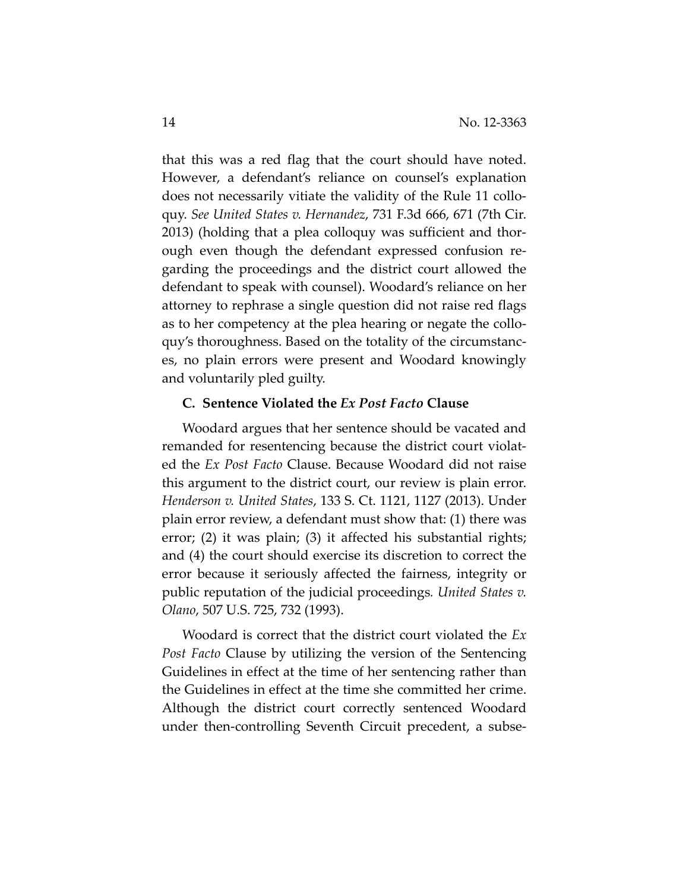that this was a red flag that the court should have noted. However, a defendant's reliance on counsel's explanation does not necessarily vitiate the validity of the Rule 11 colloquy. *See United States v. Hernandez*, 731 F.3d 666, 671 (7th Cir. 2013) (holding that a plea colloquy was sufficient and thorough even though the defendant expressed confusion regarding the proceedings and the district court allowed the defendant to speak with counsel). Woodard's reliance on her attorney to rephrase a single question did not raise red flags as to her competency at the plea hearing or negate the colloquy's thoroughness. Based on the totality of the circumstances, no plain errors were present and Woodard knowingly and voluntarily pled guilty.

### C. Sentence Violated the *Ex Post Facto* Clause

Woodard argues that her sentence should be vacated and remanded for resentencing because the district court violated the *Ex Post Facto* Clause. Because Woodard did not raise this argument to the district court, our review is plain error. *Henderson v. United States*, 133 S. Ct. 1121, 1127 (2013). Under plain error review, a defendant must show that: (1) there was error; (2) it was plain; (3) it affected his substantial rights; and (4) the court should exercise its discretion to correct the error because it seriously affected the fairness, integrity or public reputation of the judicial proceedings. *United States v. Olano*, 507 U.S. 725, 732 (1993).

Woodard is correct that the district court violated the *Ex Post Facto* Clause by utilizing the version of the Sentencing Guidelines in effect at the time of her sentencing rather than the Guidelines in effect at the time she committed her crime. Although the district court correctly sentenced Woodard under then-controlling Seventh Circuit precedent, a subse-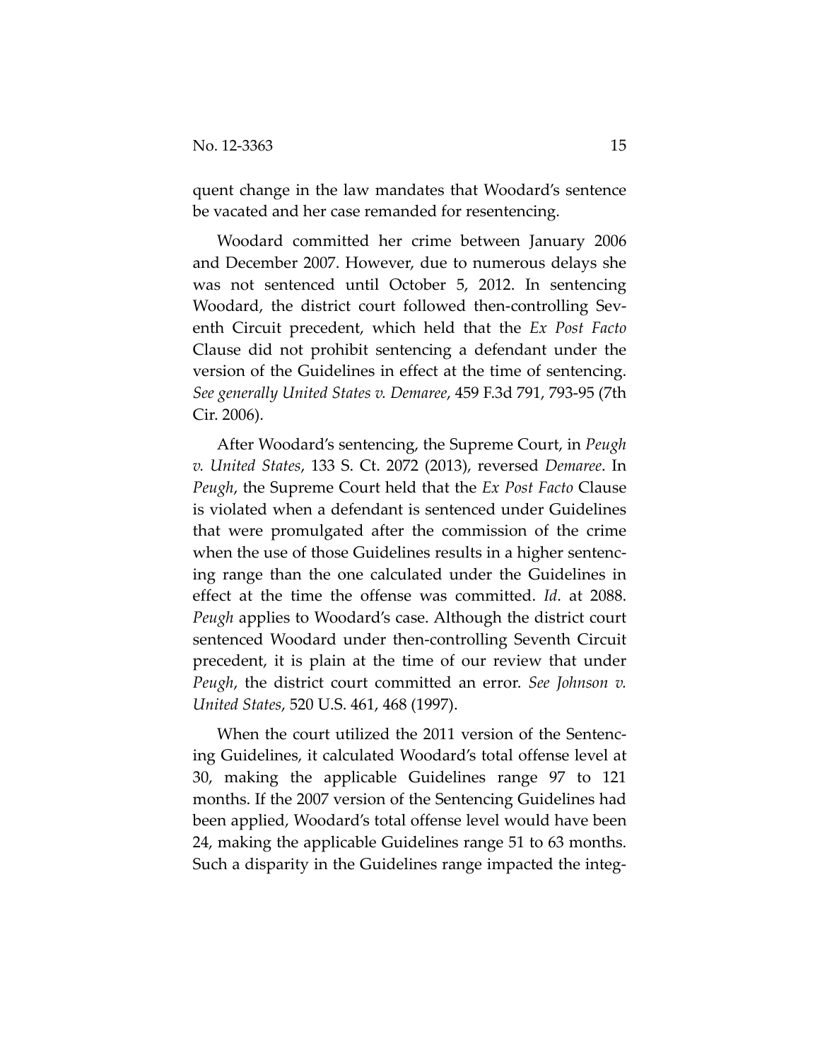quent change in the law mandates that Woodard's sentence be vacated and her case remanded for resentencing.

Woodard committed her crime between January 2006 and December 2007. However, due to numerous delays she was not sentenced until October 5, 2012. In sentencing Woodard, the district court followed then-controlling Seventh Circuit precedent, which held that the *Ex Post Facto* Clause did not prohibit sentencing a defendant under the version of the Guidelines in effect at the time of sentencing. *See generally United States v. Demaree*, 459 F.3d 791, 793-95 (7th Cir. 2006).

After Woodard's sentencing, the Supreme Court, in *Peugh v. United States*, 133 S. Ct. 2072 (2013), reversed *Demaree*. In *Peugh*, the Supreme Court held that the *Ex Post Facto* Clause is violated when a defendant is sentenced under Guidelines that were promulgated after the commission of the crime when the use of those Guidelines results in a higher sentencing range than the one calculated under the Guidelines in effect at the time the offense was committed. *Id*. at 2088. *Peugh* applies to Woodard's case. Although the district court sentenced Woodard under then-controlling Seventh Circuit precedent, it is plain at the time of our review that under *Peugh*, the district court committed an error. *See Johnson v. United States*, 520 U.S. 461, 468 (1997).

When the court utilized the 2011 version of the Sentencing Guidelines, it calculated Woodard's total offense level at 30, making the applicable Guidelines range 97 to 121 months. If the 2007 version of the Sentencing Guidelines had been applied, Woodard's total offense level would have been 24, making the applicable Guidelines range 51 to 63 months. Such a disparity in the Guidelines range impacted the integ-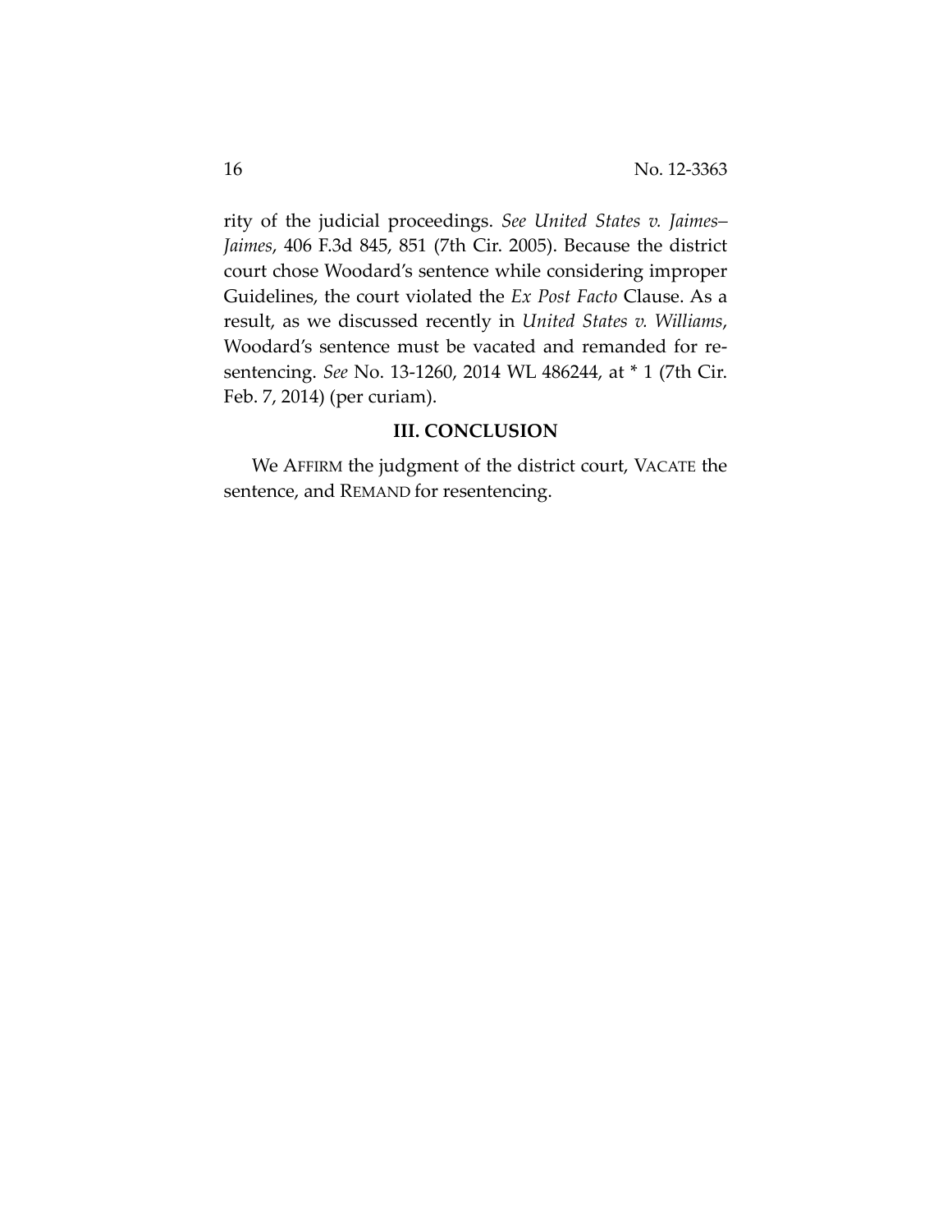rity of the judicial proceedings. *See United States v. Jaimes–Jaimes*, 406 F.3d 845, 851 (7th Cir. 2005). Because the district court chose Woodard's sentence while considering improper Guidelines, the court violated the *Ex Post Facto* Clause. As a result, as we discussed recently in *United States v. Williams*, Woodard's sentence must be vacated and remanded for resentencing. *See* No. 13-1260, 2014 WL 486244, at * 1 (7th Cir. Feb. 7, 2014) (per curiam).

### III. CONCLUSION

We AFFIRM the judgment of the district court, VACATE the sentence, and REMAND for resentencing.